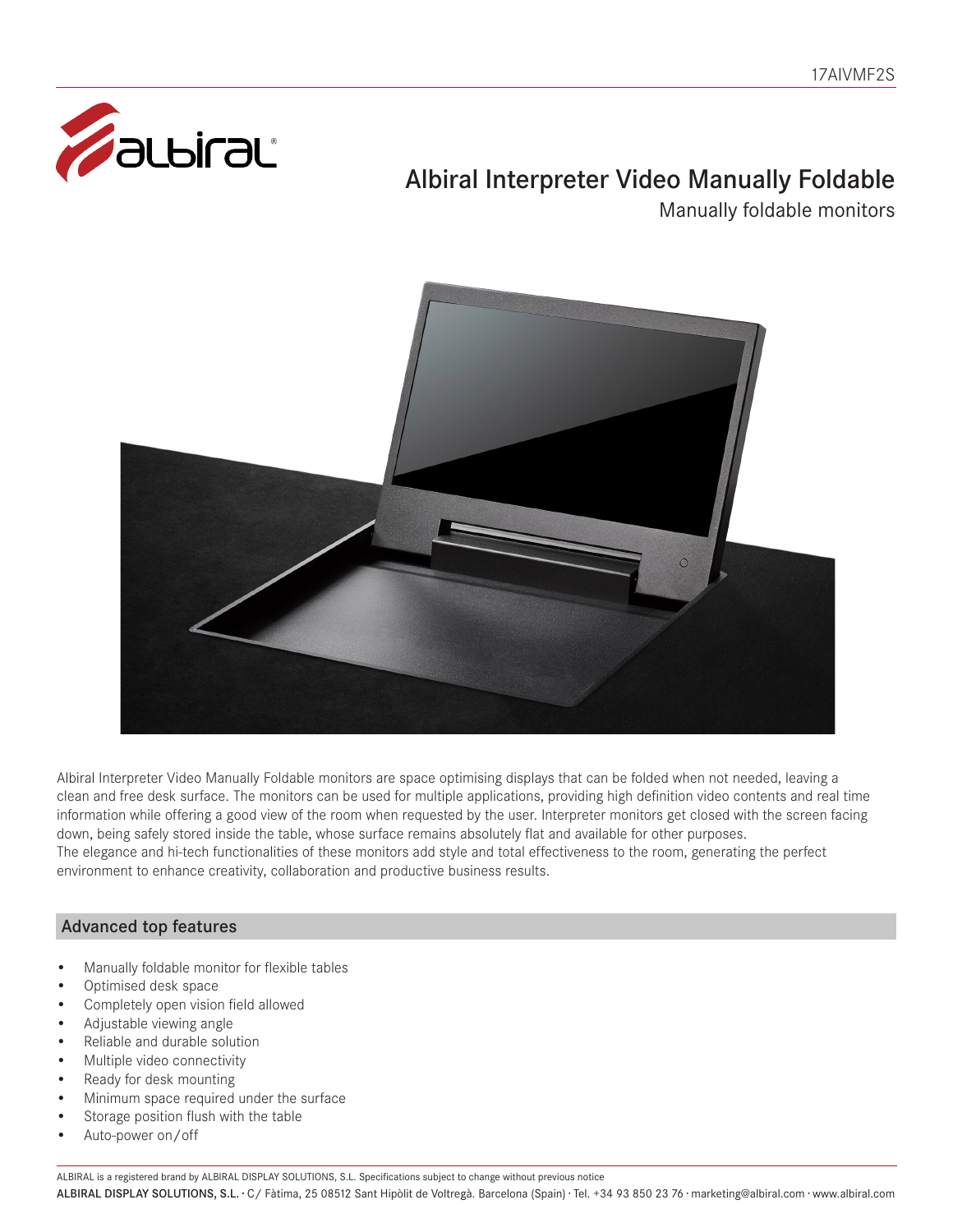17AIVMF2S

# Albiral Interpreter Video Manually Foldable

## Manually foldable monitors

Albiral Interpreter Video Manually Foldable monitors are space optimising displays that can be folded when not needed, leaving a clean and free desk surface. The monitors can be used for multiple applications, providing high definition video contents and real time information while offering a good view of the room when requested by the user. Interpreter monitors get closed with the screen facing down, being safely stored inside the table, whose surface remains absolutely flat and available for other purposes.
The elegance and hi-tech functionalities of these monitors add style and total effectiveness to the room, generating the perfect environment to enhance creativity, collaboration and productive business results.

## Advanced top features

- Manually foldable monitor for flexible tables
- Optimised desk space
- Completely open vision field allowed
- Adjustable viewing angle
- Reliable and durable solution
- Multiple video connectivity
- Ready for desk mounting
- Minimum space required under the surface
- Storage position flush with the table
- Auto-power on/off

ALBIRAL is a registered brand by ALBIRAL DISPLAY SOLUTIONS, S.L. Specifications subject to change without previous notice
**ALBIRAL DISPLAY SOLUTIONS, S.L.** · C/ Fàtima, 25 08512 Sant Hipòlit de Voltregà. Barcelona (Spain) · Tel. +34 93 850 23 76 · marketing@albiral.com · www.albiral.com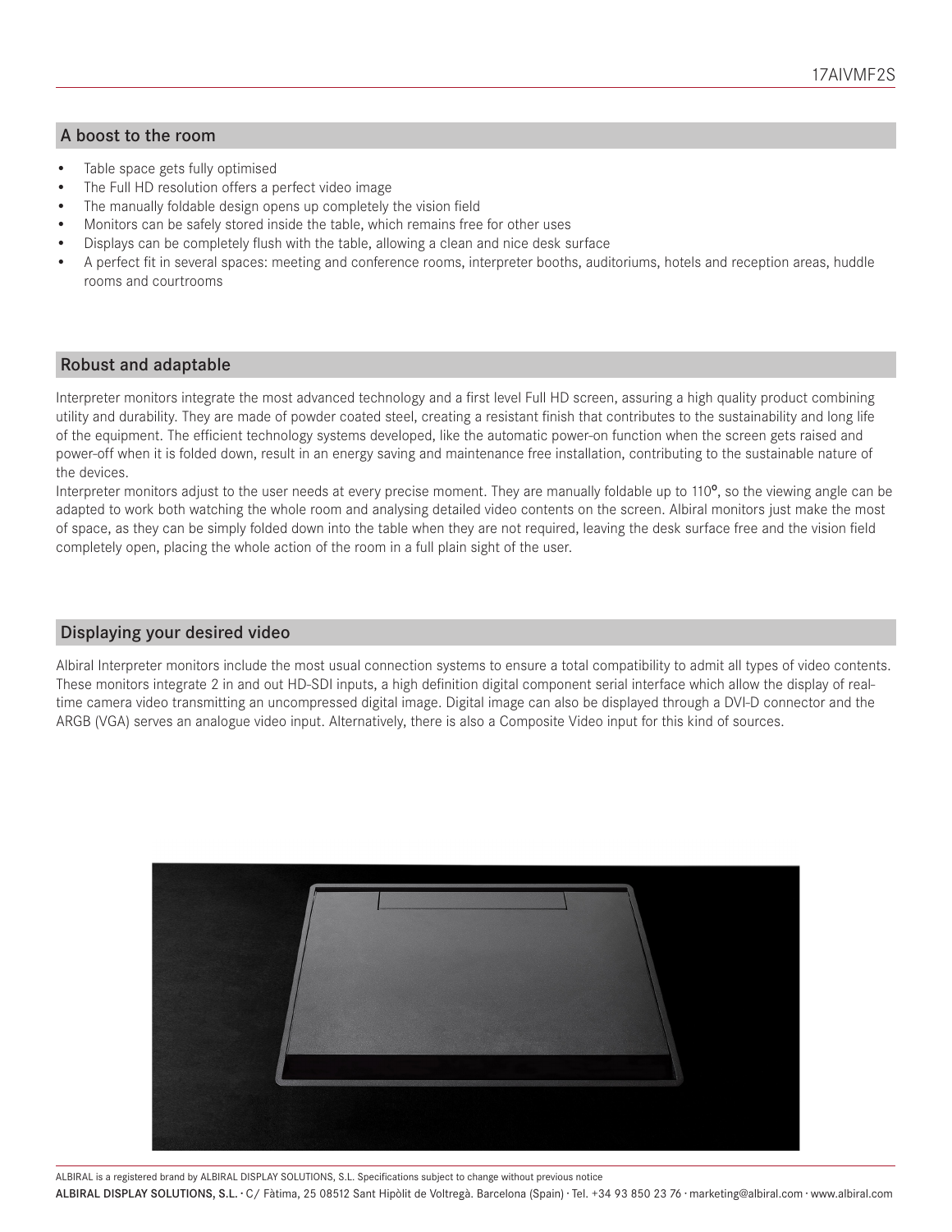## A boost to the room

- Table space gets fully optimised
- The Full HD resolution offers a perfect video image
- The manually foldable design opens up completely the vision field
- Monitors can be safely stored inside the table, which remains free for other uses
- Displays can be completely flush with the table, allowing a clean and nice desk surface
- A perfect fit in several spaces: meeting and conference rooms, interpreter booths, auditoriums, hotels and reception areas, huddle rooms and courtrooms

## Robust and adaptable

Interpreter monitors integrate the most advanced technology and a first level Full HD screen, assuring a high quality product combining utility and durability. They are made of powder coated steel, creating a resistant finish that contributes to the sustainability and long life of the equipment. The efficient technology systems developed, like the automatic power-on function when the screen gets raised and power-off when it is folded down, result in an energy saving and maintenance free installation, contributing to the sustainable nature of the devices.

Interpreter monitors adjust to the user needs at every precise moment. They are manually foldable up to 110º, so the viewing angle can be adapted to work both watching the whole room and analysing detailed video contents on the screen. Albiral monitors just make the most of space, as they can be simply folded down into the table when they are not required, leaving the desk surface free and the vision field completely open, placing the whole action of the room in a full plain sight of the user.

## Displaying your desired video

Albiral Interpreter monitors include the most usual connection systems to ensure a total compatibility to admit all types of video contents. These monitors integrate 2 in and out HD-SDI inputs, a high definition digital component serial interface which allow the display of real-time camera video transmitting an uncompressed digital image. Digital image can also be displayed through a DVI-D connector and the ARGB (VGA) serves an analogue video input. Alternatively, there is also a Composite Video input for this kind of sources.

ALBIRAL is a registered brand by ALBIRAL DISPLAY SOLUTIONS, S.L. Specifications subject to change without previous notice

**ALBIRAL DISPLAY SOLUTIONS, S.L.** · C/ Fàtima, 25 08512 Sant Hipòlit de Voltregà. Barcelona (Spain) · Tel. +34 93 850 23 76 · marketing@albiral.com · www.albiral.com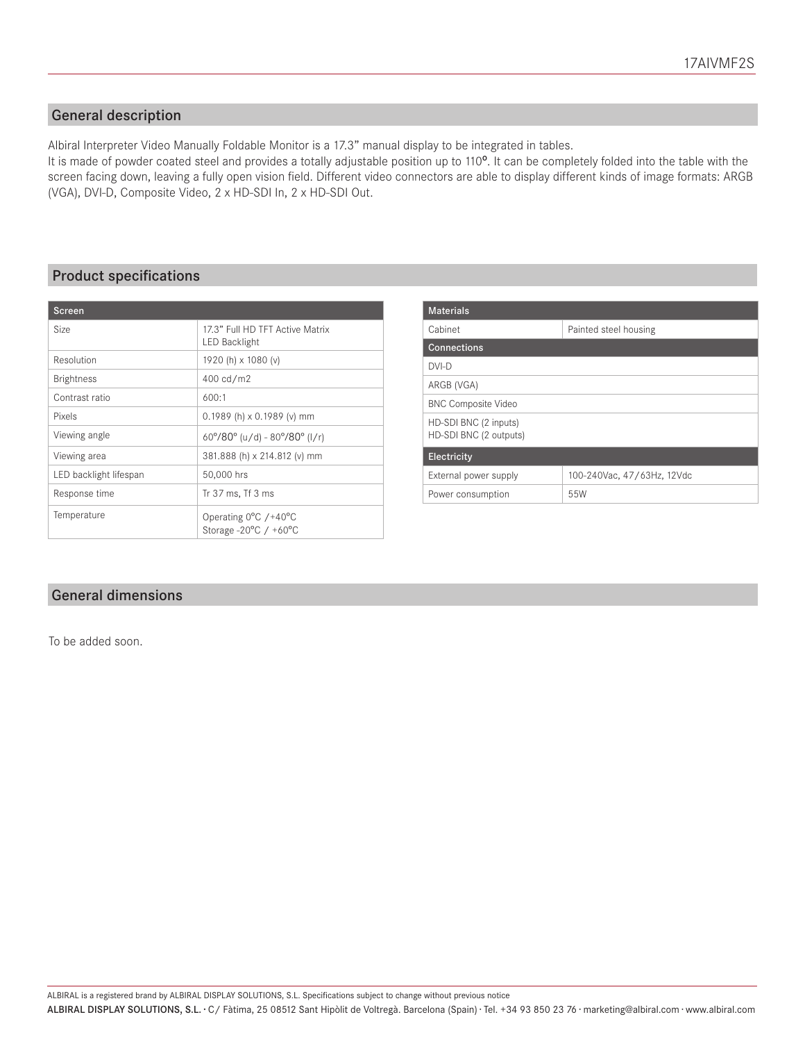## General description

Albiral Interpreter Video Manually Foldable Monitor is a 17.3" manual display to be integrated in tables.
It is made of powder coated steel and provides a totally adjustable position up to 110º. It can be completely folded into the table with the screen facing down, leaving a fully open vision field. Different video connectors are able to display different kinds of image formats: ARGB (VGA), DVI-D, Composite Video, 2 x HD-SDI In, 2 x HD-SDI Out.

## Product specifications

| Screen | |
|---|---|
| Size | 17.3" Full HD TFT Active Matrix LED Backlight |
| Resolution | 1920 (h) x 1080 (v) |
| Brightness | 400 cd/m2 |
| Contrast ratio | 600:1 |
| Pixels | 0.1989 (h) x 0.1989 (v) mm |
| Viewing angle | 60º/80º (u/d) - 80º/80º (l/r) |
| Viewing area | 381.888 (h) x 214.812 (v) mm |
| LED backlight lifespan | 50,000 hrs |
| Response time | Tr 37 ms, Tf 3 ms |
| Temperature | Operating 0ºC /+40ºC<br>Storage -20ºC / +60ºC |

| Materials | |
|---|---|
| Cabinet | Painted steel housing |
| **Connections** | |
| DVI-D | |
| ARGB (VGA) | |
| BNC Composite Video | |
| HD-SDI BNC (2 inputs)<br>HD-SDI BNC (2 outputs) | |
| **Electricity** | |
| External power supply | 100-240Vac, 47/63Hz, 12Vdc |
| Power consumption | 55W |

## General dimensions

To be added soon.

ALBIRAL is a registered brand by ALBIRAL DISPLAY SOLUTIONS, S.L. Specifications subject to change without previous notice

**ALBIRAL DISPLAY SOLUTIONS, S.L.** · C/ Fàtima, 25 08512 Sant Hipòlit de Voltregà. Barcelona (Spain) · Tel. +34 93 850 23 76 · marketing@albiral.com · www.albiral.com